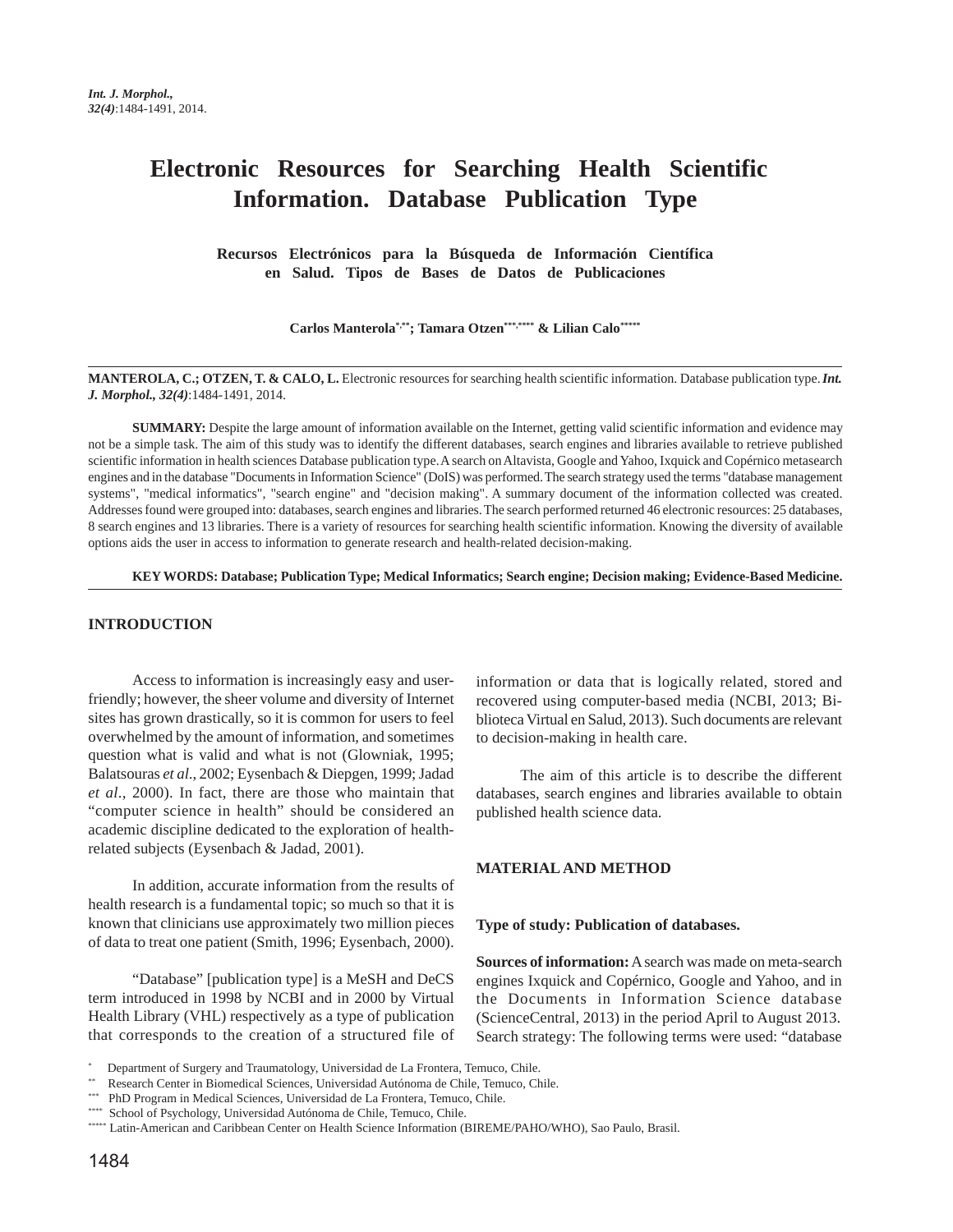# Electronic Resources for Searching Health Scientific Information. Database Publication Type

## Recursos Electrónicos para la Búsqueda de Información Científica en Salud. Tipos de Bases de Datos de Publicaciones

**Carlos Manterola[*,**]; Tamara Otzen[***,****] & Lilian Calo[*****]**

**MANTEROLA, C.; OTZEN, T. & CALO, L.** Electronic resources for searching health scientific information. Database publication type. ***Int. J. Morphol., 32(4)***:1484-1491, 2014.

**SUMMARY:** Despite the large amount of information available on the Internet, getting valid scientific information and evidence may not be a simple task. The aim of this study was to identify the different databases, search engines and libraries available to retrieve published scientific information in health sciences Database publication type. A search on Altavista, Google and Yahoo, Ixquick and Copérnico metasearch engines and in the database "Documents in Information Science" (DoIS) was performed. The search strategy used the terms "database management systems", "medical informatics", "search engine" and "decision making". A summary document of the information collected was created. Addresses found were grouped into: databases, search engines and libraries. The search performed returned 46 electronic resources: 25 databases, 8 search engines and 13 libraries. There is a variety of resources for searching health scientific information. Knowing the diversity of available options aids the user in access to information to generate research and health-related decision-making.

**KEY WORDS: Database; Publication Type; Medical Informatics; Search engine; Decision making; Evidence-Based Medicine.**

## INTRODUCTION

Access to information is increasingly easy and user-friendly; however, the sheer volume and diversity of Internet sites has grown drastically, so it is common for users to feel overwhelmed by the amount of information, and sometimes question what is valid and what is not (Glowniak, 1995; Balatsouras *et al*., 2002; Eysenbach & Diepgen, 1999; Jadad *et al*., 2000). In fact, there are those who maintain that "computer science in health" should be considered an academic discipline dedicated to the exploration of health-related subjects (Eysenbach & Jadad, 2001).

In addition, accurate information from the results of health research is a fundamental topic; so much so that it is known that clinicians use approximately two million pieces of data to treat one patient (Smith, 1996; Eysenbach, 2000).

"Database" [publication type] is a MeSH and DeCS term introduced in 1998 by NCBI and in 2000 by Virtual Health Library (VHL) respectively as a type of publication that corresponds to the creation of a structured file of information or data that is logically related, stored and recovered using computer-based media (NCBI, 2013; Biblioteca Virtual en Salud, 2013). Such documents are relevant to decision-making in health care.

The aim of this article is to describe the different databases, search engines and libraries available to obtain published health science data.

## MATERIAL AND METHOD

**Type of study: Publication of databases.**

**Sources of information:** A search was made on meta-search engines Ixquick and Copérnico, Google and Yahoo, and in the Documents in Information Science database (ScienceCentral, 2013) in the period April to August 2013. Search strategy: The following terms were used: "database

---

[*] Department of Surgery and Traumatology, Universidad de La Frontera, Temuco, Chile.
[**] Research Center in Biomedical Sciences, Universidad Autónoma de Chile, Temuco, Chile.
[***] PhD Program in Medical Sciences, Universidad de La Frontera, Temuco, Chile.
[****] School of Psychology, Universidad Autónoma de Chile, Temuco, Chile.
[*****] Latin-American and Caribbean Center on Health Science Information (BIREME/PAHO/WHO), Sao Paulo, Brasil.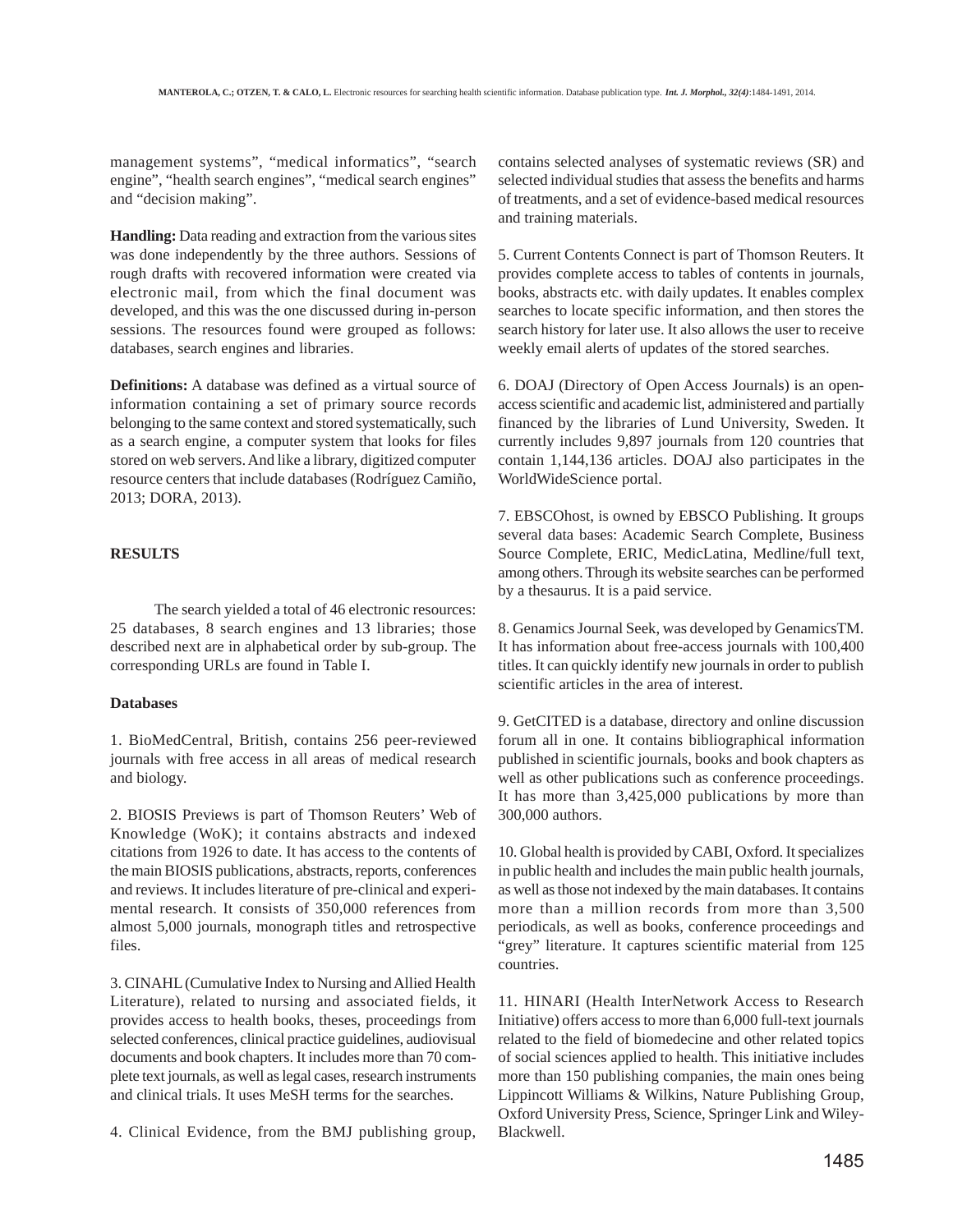management systems", "medical informatics", "search engine", "health search engines", "medical search engines" and "decision making".

**Handling:** Data reading and extraction from the various sites was done independently by the three authors. Sessions of rough drafts with recovered information were created via electronic mail, from which the final document was developed, and this was the one discussed during in-person sessions. The resources found were grouped as follows: databases, search engines and libraries.

**Definitions:** A database was defined as a virtual source of information containing a set of primary source records belonging to the same context and stored systematically, such as a search engine, a computer system that looks for files stored on web servers. And like a library, digitized computer resource centers that include databases (Rodríguez Camiño, 2013; DORA, 2013).

## RESULTS

The search yielded a total of 46 electronic resources: 25 databases, 8 search engines and 13 libraries; those described next are in alphabetical order by sub-group. The corresponding URLs are found in Table I.

### Databases

1. BioMedCentral, British, contains 256 peer-reviewed journals with free access in all areas of medical research and biology.

2. BIOSIS Previews is part of Thomson Reuters' Web of Knowledge (WoK); it contains abstracts and indexed citations from 1926 to date. It has access to the contents of the main BIOSIS publications, abstracts, reports, conferences and reviews. It includes literature of pre-clinical and experimental research. It consists of 350,000 references from almost 5,000 journals, monograph titles and retrospective files.

3. CINAHL (Cumulative Index to Nursing and Allied Health Literature), related to nursing and associated fields, it provides access to health books, theses, proceedings from selected conferences, clinical practice guidelines, audiovisual documents and book chapters. It includes more than 70 complete text journals, as well as legal cases, research instruments and clinical trials. It uses MeSH terms for the searches.

4. Clinical Evidence, from the BMJ publishing group, contains selected analyses of systematic reviews (SR) and selected individual studies that assess the benefits and harms of treatments, and a set of evidence-based medical resources and training materials.

5. Current Contents Connect is part of Thomson Reuters. It provides complete access to tables of contents in journals, books, abstracts etc. with daily updates. It enables complex searches to locate specific information, and then stores the search history for later use. It also allows the user to receive weekly email alerts of updates of the stored searches.

6. DOAJ (Directory of Open Access Journals) is an open-access scientific and academic list, administered and partially financed by the libraries of Lund University, Sweden. It currently includes 9,897 journals from 120 countries that contain 1,144,136 articles. DOAJ also participates in the WorldWideScience portal.

7. EBSCOhost, is owned by EBSCO Publishing. It groups several data bases: Academic Search Complete, Business Source Complete, ERIC, MedicLatina, Medline/full text, among others. Through its website searches can be performed by a thesaurus. It is a paid service.

8. Genamics Journal Seek, was developed by GenamicsTM. It has information about free-access journals with 100,400 titles. It can quickly identify new journals in order to publish scientific articles in the area of interest.

9. GetCITED is a database, directory and online discussion forum all in one. It contains bibliographical information published in scientific journals, books and book chapters as well as other publications such as conference proceedings. It has more than 3,425,000 publications by more than 300,000 authors.

10. Global health is provided by CABI, Oxford. It specializes in public health and includes the main public health journals, as well as those not indexed by the main databases. It contains more than a million records from more than 3,500 periodicals, as well as books, conference proceedings and "grey" literature. It captures scientific material from 125 countries.

11. HINARI (Health InterNetwork Access to Research Initiative) offers access to more than 6,000 full-text journals related to the field of biomedecine and other related topics of social sciences applied to health. This initiative includes more than 150 publishing companies, the main ones being Lippincott Williams & Wilkins, Nature Publishing Group, Oxford University Press, Science, Springer Link and Wiley-Blackwell.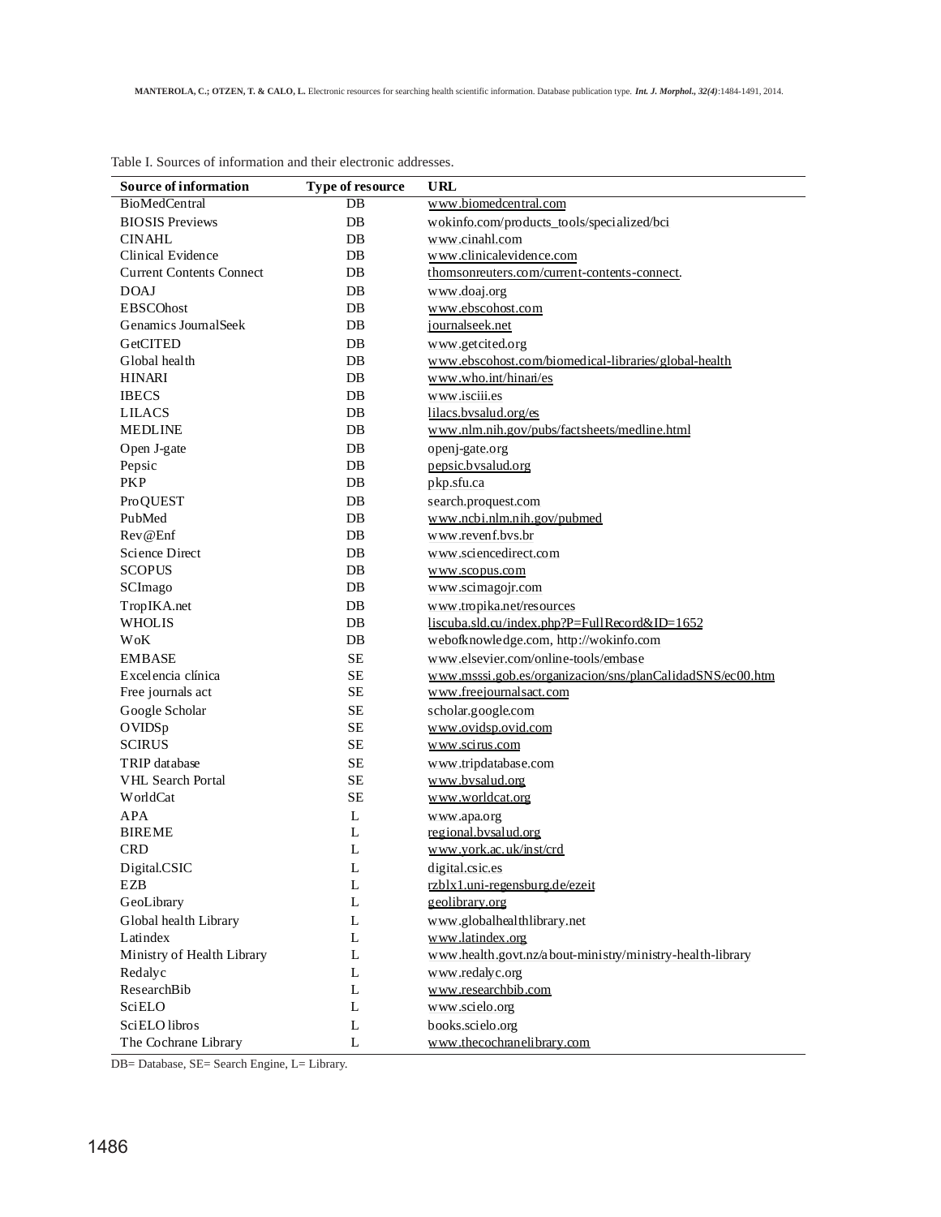Table I. Sources of information and their electronic addresses.

| Source of information | Type of resource | URL |
|---|---|---|
| BioMedCentral | DB | www.biomedcentral.com |
| BIOSIS Previews | DB | wokinfo.com/products_tools/specialized/bci |
| CINAHL | DB | www.cinahl.com |
| Clinical Evidence | DB | www.clinicalevidence.com |
| Current Contents Connect | DB | thomsonreuters.com/current-contents-connect. |
| DOAJ | DB | www.doaj.org |
| EBSCOhost | DB | www.ebscohost.com |
| Genamics JournalSeek | DB | journalseek.net |
| GetCITED | DB | www.getcited.org |
| Global health | DB | www.ebscohost.com/biomedical-libraries/global-health |
| HINARI | DB | www.who.int/hinari/es |
| IBECS | DB | www.isciii.es |
| LILACS | DB | lilacs.bvsalud.org/es |
| MEDLINE | DB | www.nlm.nih.gov/pubs/factsheets/medline.html |
| Open J-gate | DB | openj-gate.org |
| Pepsic | DB | pepsic.bvsalud.org |
| PKP | DB | pkp.sfu.ca |
| ProQUEST | DB | search.proquest.com |
| PubMed | DB | www.ncbi.nlm.nih.gov/pubmed |
| Rev@Enf | DB | www.revenf.bvs.br |
| Science Direct | DB | www.sciencedirect.com |
| SCOPUS | DB | www.scopus.com |
| SCImago | DB | www.scimagojr.com |
| TropIKA.net | DB | www.tropika.net/resources |
| WHOLIS | DB | liscuba.sld.cu/index.php?P=FullRecord&ID=1652 |
| WoK | DB | webofknowledge.com, http://wokinfo.com |
| EMBASE | SE | www.elsevier.com/online-tools/embase |
| Excelencia clínica | SE | www.msssi.gob.es/organizacion/sns/planCalidadSNS/ec00.htm |
| Free journals act | SE | www.freejournalsact.com |
| Google Scholar | SE | scholar.google.com |
| OVIDSp | SE | www.ovidsp.ovid.com |
| SCIRUS | SE | www.scirus.com |
| TRIP database | SE | www.tripdatabase.com |
| VHL Search Portal | SE | www.bvsalud.org |
| WorldCat | SE | www.worldcat.org |
| APA | L | www.apa.org |
| BIREME | L | regional.bvsalud.org |
| CRD | L | www.york.ac.uk/inst/crd |
| Digital.CSIC | L | digital.csic.es |
| EZB | L | rzblx1.uni-regensburg.de/ezeit |
| GeoLibrary | L | geolibrary.org |
| Global health Library | L | www.globalhealthlibrary.net |
| Latindex | L | www.latindex.org |
| Ministry of Health Library | L | www.health.govt.nz/about-ministry/ministry-health-library |
| Redalyc | L | www.redalyc.org |
| ResearchBib | L | www.researchbib.com |
| SciELO | L | www.scielo.org |
| SciELO libros | L | books.scielo.org |
| The Cochrane Library | L | www.thecochranelibrary.com |

DB= Database, SE= Search Engine, L= Library.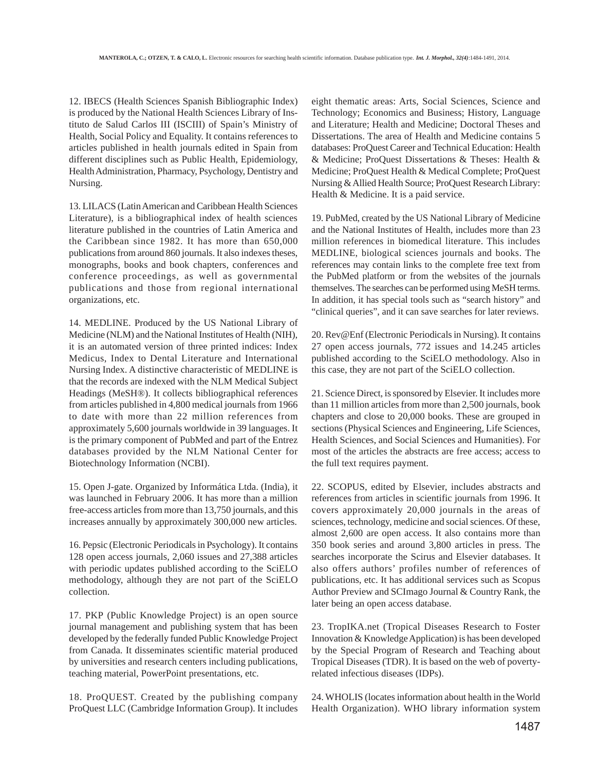12. IBECS (Health Sciences Spanish Bibliographic Index) is produced by the National Health Sciences Library of Instituto de Salud Carlos III (ISCIII) of Spain's Ministry of Health, Social Policy and Equality. It contains references to articles published in health journals edited in Spain from different disciplines such as Public Health, Epidemiology, Health Administration, Pharmacy, Psychology, Dentistry and Nursing.

13. LILACS (Latin American and Caribbean Health Sciences Literature), is a bibliographical index of health sciences literature published in the countries of Latin America and the Caribbean since 1982. It has more than 650,000 publications from around 860 journals. It also indexes theses, monographs, books and book chapters, conferences and conference proceedings, as well as governmental publications and those from regional international organizations, etc.

14. MEDLINE. Produced by the US National Library of Medicine (NLM) and the National Institutes of Health (NIH), it is an automated version of three printed indices: Index Medicus, Index to Dental Literature and International Nursing Index. A distinctive characteristic of MEDLINE is that the records are indexed with the NLM Medical Subject Headings (MeSH®). It collects bibliographical references from articles published in 4,800 medical journals from 1966 to date with more than 22 million references from approximately 5,600 journals worldwide in 39 languages. It is the primary component of PubMed and part of the Entrez databases provided by the NLM National Center for Biotechnology Information (NCBI).

15. Open J-gate. Organized by Informática Ltda. (India), it was launched in February 2006. It has more than a million free-access articles from more than 13,750 journals, and this increases annually by approximately 300,000 new articles.

16. Pepsic (Electronic Periodicals in Psychology). It contains 128 open access journals, 2,060 issues and 27,388 articles with periodic updates published according to the SciELO methodology, although they are not part of the SciELO collection.

17. PKP (Public Knowledge Project) is an open source journal management and publishing system that has been developed by the federally funded Public Knowledge Project from Canada. It disseminates scientific material produced by universities and research centers including publications, teaching material, PowerPoint presentations, etc.

18. ProQUEST. Created by the publishing company ProQuest LLC (Cambridge Information Group). It includes eight thematic areas: Arts, Social Sciences, Science and Technology; Economics and Business; History, Language and Literature; Health and Medicine; Doctoral Theses and Dissertations. The area of Health and Medicine contains 5 databases: ProQuest Career and Technical Education: Health & Medicine; ProQuest Dissertations & Theses: Health & Medicine; ProQuest Health & Medical Complete; ProQuest Nursing & Allied Health Source; ProQuest Research Library: Health & Medicine. It is a paid service.

19. PubMed, created by the US National Library of Medicine and the National Institutes of Health, includes more than 23 million references in biomedical literature. This includes MEDLINE, biological sciences journals and books. The references may contain links to the complete free text from the PubMed platform or from the websites of the journals themselves. The searches can be performed using MeSH terms. In addition, it has special tools such as "search history" and "clinical queries", and it can save searches for later reviews.

20. Rev@Enf (Electronic Periodicals in Nursing). It contains 27 open access journals, 772 issues and 14.245 articles published according to the SciELO methodology. Also in this case, they are not part of the SciELO collection.

21. Science Direct, is sponsored by Elsevier. It includes more than 11 million articles from more than 2,500 journals, book chapters and close to 20,000 books. These are grouped in sections (Physical Sciences and Engineering, Life Sciences, Health Sciences, and Social Sciences and Humanities). For most of the articles the abstracts are free access; access to the full text requires payment.

22. SCOPUS, edited by Elsevier, includes abstracts and references from articles in scientific journals from 1996. It covers approximately 20,000 journals in the areas of sciences, technology, medicine and social sciences. Of these, almost 2,600 are open access. It also contains more than 350 book series and around 3,800 articles in press. The searches incorporate the Scirus and Elsevier databases. It also offers authors' profiles number of references of publications, etc. It has additional services such as Scopus Author Preview and SCImago Journal & Country Rank, the later being an open access database.

23. TropIKA.net (Tropical Diseases Research to Foster Innovation & Knowledge Application) is has been developed by the Special Program of Research and Teaching about Tropical Diseases (TDR). It is based on the web of poverty-related infectious diseases (IDPs).

24. WHOLIS (locates information about health in the World Health Organization). WHO library information system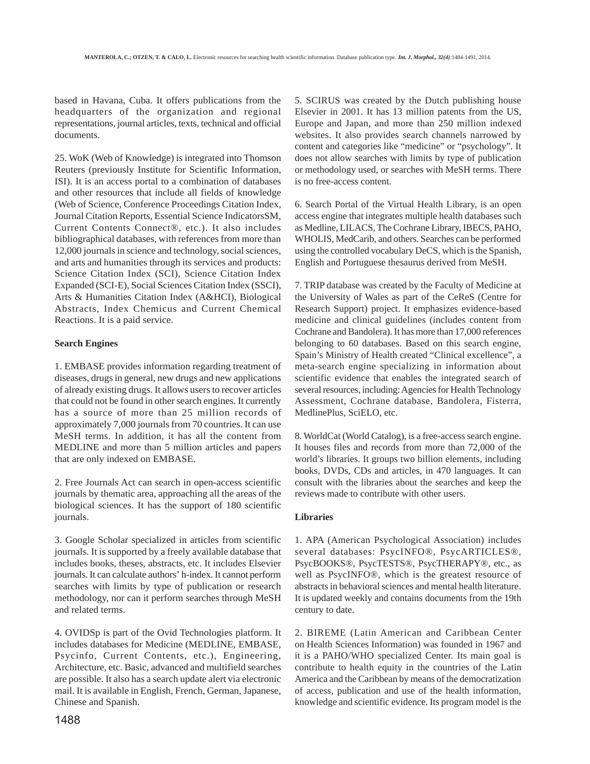based in Havana, Cuba. It offers publications from the headquarters of the organization and regional representations, journal articles, texts, technical and official documents.

25. WoK (Web of Knowledge) is integrated into Thomson Reuters (previously Institute for Scientific Information, ISI). It is an access portal to a combination of databases and other resources that include all fields of knowledge (Web of Science, Conference Proceedings Citation Index, Journal Citation Reports, Essential Science IndicatorsSM, Current Contents Connect®, etc.). It also includes bibliographical databases, with references from more than 12,000 journals in science and technology, social sciences, and arts and humanities through its services and products: Science Citation Index (SCI), Science Citation Index Expanded (SCI-E), Social Sciences Citation Index (SSCI), Arts & Humanities Citation Index (A&HCI), Biological Abstracts, Index Chemicus and Current Chemical Reactions. It is a paid service.

**Search Engines**

1. EMBASE provides information regarding treatment of diseases, drugs in general, new drugs and new applications of already existing drugs. It allows users to recover articles that could not be found in other search engines. It currently has a source of more than 25 million records of approximately 7,000 journals from 70 countries. It can use MeSH terms. In addition, it has all the content from MEDLINE and more than 5 million articles and papers that are only indexed on EMBASE.

2. Free Journals Act can search in open-access scientific journals by thematic area, approaching all the areas of the biological sciences. It has the support of 180 scientific journals.

3. Google Scholar specialized in articles from scientific journals. It is supported by a freely available database that includes books, theses, abstracts, etc. It includes Elsevier journals. It can calculate authors' h-index. It cannot perform searches with limits by type of publication or research methodology, nor can it perform searches through MeSH and related terms.

4. OVIDSp is part of the Ovid Technologies platform. It includes databases for Medicine (MEDLINE, EMBASE, Psycinfo, Current Contents, etc.), Engineering, Architecture, etc. Basic, advanced and multifield searches are possible. It also has a search update alert via electronic mail. It is available in English, French, German, Japanese, Chinese and Spanish.

5. SCIRUS was created by the Dutch publishing house Elsevier in 2001. It has 13 million patents from the US, Europe and Japan, and more than 250 million indexed websites. It also provides search channels narrowed by content and categories like "medicine" or "psychology". It does not allow searches with limits by type of publication or methodology used, or searches with MeSH terms. There is no free-access content.

6. Search Portal of the Virtual Health Library, is an open access engine that integrates multiple health databases such as Medline, LILACS, The Cochrane Library, IBECS, PAHO, WHOLIS, MedCarib, and others. Searches can be performed using the controlled vocabulary DeCS, which is the Spanish, English and Portuguese thesaurus derived from MeSH.

7. TRIP database was created by the Faculty of Medicine at the University of Wales as part of the CeReS (Centre for Research Support) project. It emphasizes evidence-based medicine and clinical guidelines (includes content from Cochrane and Bandolera). It has more than 17,000 references belonging to 60 databases. Based on this search engine, Spain's Ministry of Health created "Clinical excellence", a meta-search engine specializing in information about scientific evidence that enables the integrated search of several resources, including: Agencies for Health Technology Assessment, Cochrane database, Bandolera, Fisterra, MedlinePlus, SciELO, etc.

8. WorldCat (World Catalog), is a free-access search engine. It houses files and records from more than 72,000 of the world's libraries. It groups two billion elements, including books, DVDs, CDs and articles, in 470 languages. It can consult with the libraries about the searches and keep the reviews made to contribute with other users.

**Libraries**

1. APA (American Psychological Association) includes several databases: PsycINFO®, PsycARTICLES®, PsycBOOKS®, PsycTESTS®, PsycTHERAPY®, etc., as well as PsycINFO®, which is the greatest resource of abstracts in behavioral sciences and mental health literature. It is updated weekly and contains documents from the 19th century to date.

2. BIREME (Latin American and Caribbean Center on Health Sciences Information) was founded in 1967 and it is a PAHO/WHO specialized Center. Its main goal is contribute to health equity in the countries of the Latin America and the Caribbean by means of the democratization of access, publication and use of the health information, knowledge and scientific evidence. Its program model is the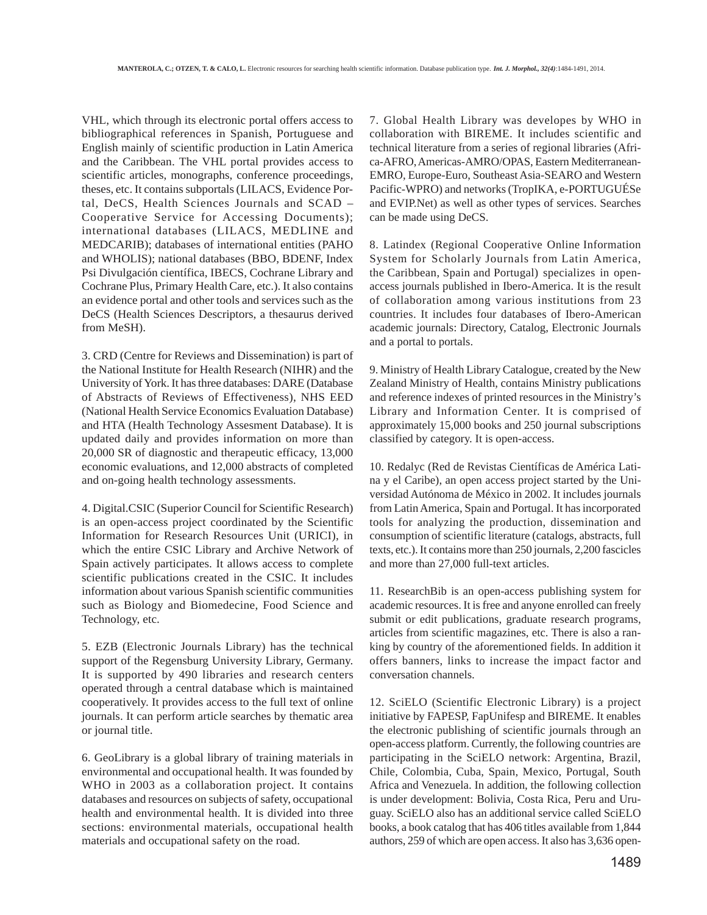VHL, which through its electronic portal offers access to bibliographical references in Spanish, Portuguese and English mainly of scientific production in Latin America and the Caribbean. The VHL portal provides access to scientific articles, monographs, conference proceedings, theses, etc. It contains subportals (LILACS, Evidence Portal, DeCS, Health Sciences Journals and SCAD – Cooperative Service for Accessing Documents); international databases (LILACS, MEDLINE and MEDCARIB); databases of international entities (PAHO and WHOLIS); national databases (BBO, BDENF, Index Psi Divulgación científica, IBECS, Cochrane Library and Cochrane Plus, Primary Health Care, etc.). It also contains an evidence portal and other tools and services such as the DeCS (Health Sciences Descriptors, a thesaurus derived from MeSH).

3. CRD (Centre for Reviews and Dissemination) is part of the National Institute for Health Research (NIHR) and the University of York. It has three databases: DARE (Database of Abstracts of Reviews of Effectiveness), NHS EED (National Health Service Economics Evaluation Database) and HTA (Health Technology Assesment Database). It is updated daily and provides information on more than 20,000 SR of diagnostic and therapeutic efficacy, 13,000 economic evaluations, and 12,000 abstracts of completed and on-going health technology assessments.

4. Digital.CSIC (Superior Council for Scientific Research) is an open-access project coordinated by the Scientific Information for Research Resources Unit (URICI), in which the entire CSIC Library and Archive Network of Spain actively participates. It allows access to complete scientific publications created in the CSIC. It includes information about various Spanish scientific communities such as Biology and Biomedecine, Food Science and Technology, etc.

5. EZB (Electronic Journals Library) has the technical support of the Regensburg University Library, Germany. It is supported by 490 libraries and research centers operated through a central database which is maintained cooperatively. It provides access to the full text of online journals. It can perform article searches by thematic area or journal title.

6. GeoLibrary is a global library of training materials in environmental and occupational health. It was founded by WHO in 2003 as a collaboration project. It contains databases and resources on subjects of safety, occupational health and environmental health. It is divided into three sections: environmental materials, occupational health materials and occupational safety on the road.

7. Global Health Library was developes by WHO in collaboration with BIREME. It includes scientific and technical literature from a series of regional libraries (Africa-AFRO, Americas-AMRO/OPAS, Eastern Mediterranean-EMRO, Europe-Euro, Southeast Asia-SEARO and Western Pacific-WPRO) and networks (TropIKA, e-PORTUGUÉSe and EVIP.Net) as well as other types of services. Searches can be made using DeCS.

8. Latindex (Regional Cooperative Online Information System for Scholarly Journals from Latin America, the Caribbean, Spain and Portugal) specializes in open-access journals published in Ibero-America. It is the result of collaboration among various institutions from 23 countries. It includes four databases of Ibero-American academic journals: Directory, Catalog, Electronic Journals and a portal to portals.

9. Ministry of Health Library Catalogue, created by the New Zealand Ministry of Health, contains Ministry publications and reference indexes of printed resources in the Ministry's Library and Information Center. It is comprised of approximately 15,000 books and 250 journal subscriptions classified by category. It is open-access.

10. Redalyc (Red de Revistas Científicas de América Latina y el Caribe), an open access project started by the Universidad Autónoma de México in 2002. It includes journals from Latin America, Spain and Portugal. It has incorporated tools for analyzing the production, dissemination and consumption of scientific literature (catalogs, abstracts, full texts, etc.). It contains more than 250 journals, 2,200 fascicles and more than 27,000 full-text articles.

11. ResearchBib is an open-access publishing system for academic resources. It is free and anyone enrolled can freely submit or edit publications, graduate research programs, articles from scientific magazines, etc. There is also a ranking by country of the aforementioned fields. In addition it offers banners, links to increase the impact factor and conversation channels.

12. SciELO (Scientific Electronic Library) is a project initiative by FAPESP, FapUnifesp and BIREME. It enables the electronic publishing of scientific journals through an open-access platform. Currently, the following countries are participating in the SciELO network: Argentina, Brazil, Chile, Colombia, Cuba, Spain, Mexico, Portugal, South Africa and Venezuela. In addition, the following collection is under development: Bolivia, Costa Rica, Peru and Uruguay. SciELO also has an additional service called SciELO books, a book catalog that has 406 titles available from 1,844 authors, 259 of which are open access. It also has 3,636 open-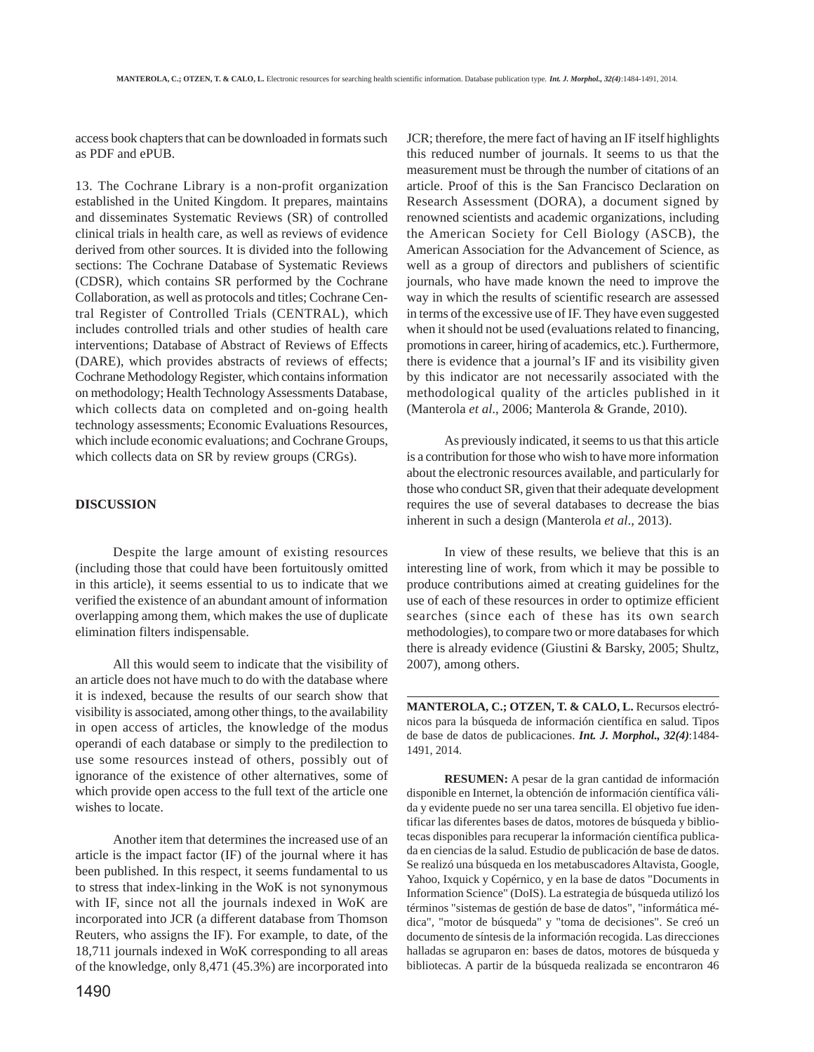access book chapters that can be downloaded in formats such as PDF and ePUB.

13. The Cochrane Library is a non-profit organization established in the United Kingdom. It prepares, maintains and disseminates Systematic Reviews (SR) of controlled clinical trials in health care, as well as reviews of evidence derived from other sources. It is divided into the following sections: The Cochrane Database of Systematic Reviews (CDSR), which contains SR performed by the Cochrane Collaboration, as well as protocols and titles; Cochrane Central Register of Controlled Trials (CENTRAL), which includes controlled trials and other studies of health care interventions; Database of Abstract of Reviews of Effects (DARE), which provides abstracts of reviews of effects; Cochrane Methodology Register, which contains information on methodology; Health Technology Assessments Database, which collects data on completed and on-going health technology assessments; Economic Evaluations Resources, which include economic evaluations; and Cochrane Groups, which collects data on SR by review groups (CRGs).

## DISCUSSION

Despite the large amount of existing resources (including those that could have been fortuitously omitted in this article), it seems essential to us to indicate that we verified the existence of an abundant amount of information overlapping among them, which makes the use of duplicate elimination filters indispensable.

All this would seem to indicate that the visibility of an article does not have much to do with the database where it is indexed, because the results of our search show that visibility is associated, among other things, to the availability in open access of articles, the knowledge of the modus operandi of each database or simply to the predilection to use some resources instead of others, possibly out of ignorance of the existence of other alternatives, some of which provide open access to the full text of the article one wishes to locate.

Another item that determines the increased use of an article is the impact factor (IF) of the journal where it has been published. In this respect, it seems fundamental to us to stress that index-linking in the WoK is not synonymous with IF, since not all the journals indexed in WoK are incorporated into JCR (a different database from Thomson Reuters, who assigns the IF). For example, to date, of the 18,711 journals indexed in WoK corresponding to all areas of the knowledge, only 8,471 (45.3%) are incorporated into JCR; therefore, the mere fact of having an IF itself highlights this reduced number of journals. It seems to us that the measurement must be through the number of citations of an article. Proof of this is the San Francisco Declaration on Research Assessment (DORA), a document signed by renowned scientists and academic organizations, including the American Society for Cell Biology (ASCB), the American Association for the Advancement of Science, as well as a group of directors and publishers of scientific journals, who have made known the need to improve the way in which the results of scientific research are assessed in terms of the excessive use of IF. They have even suggested when it should not be used (evaluations related to financing, promotions in career, hiring of academics, etc.). Furthermore, there is evidence that a journal's IF and its visibility given by this indicator are not necessarily associated with the methodological quality of the articles published in it (Manterola *et al*., 2006; Manterola & Grande, 2010).

As previously indicated, it seems to us that this article is a contribution for those who wish to have more information about the electronic resources available, and particularly for those who conduct SR, given that their adequate development requires the use of several databases to decrease the bias inherent in such a design (Manterola *et al*., 2013).

In view of these results, we believe that this is an interesting line of work, from which it may be possible to produce contributions aimed at creating guidelines for the use of each of these resources in order to optimize efficient searches (since each of these has its own search methodologies), to compare two or more databases for which there is already evidence (Giustini & Barsky, 2005; Shultz, 2007), among others.

---

**MANTEROLA, C.; OTZEN, T. & CALO, L.** Recursos electrónicos para la búsqueda de información científica en salud. Tipos de base de datos de publicaciones. ***Int. J. Morphol., 32(4)***:1484-1491, 2014.

**RESUMEN:** A pesar de la gran cantidad de información disponible en Internet, la obtención de información científica válida y evidente puede no ser una tarea sencilla. El objetivo fue identificar las diferentes bases de datos, motores de búsqueda y bibliotecas disponibles para recuperar la información científica publicada en ciencias de la salud. Estudio de publicación de base de datos. Se realizó una búsqueda en los metabuscadores Altavista, Google, Yahoo, Ixquick y Copérnico, y en la base de datos "Documents in Information Science" (DoIS). La estrategia de búsqueda utilizó los términos "sistemas de gestión de base de datos", "informática médica", "motor de búsqueda" y "toma de decisiones". Se creó un documento de síntesis de la información recogida. Las direcciones halladas se agruparon en: bases de datos, motores de búsqueda y bibliotecas. A partir de la búsqueda realizada se encontraron 46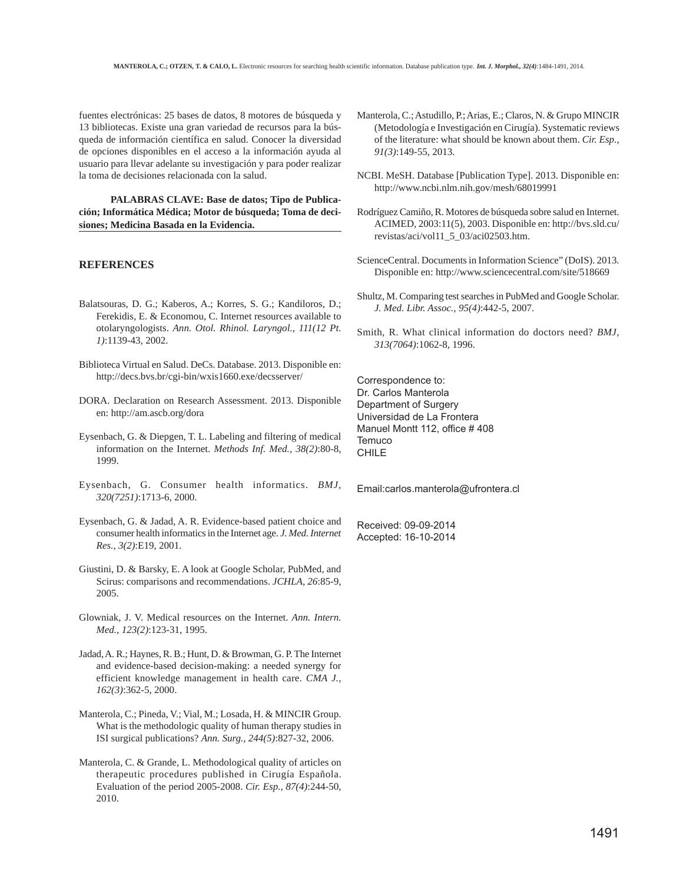fuentes electrónicas: 25 bases de datos, 8 motores de búsqueda y 13 bibliotecas. Existe una gran variedad de recursos para la búsqueda de información científica en salud. Conocer la diversidad de opciones disponibles en el acceso a la información ayuda al usuario para llevar adelante su investigación y para poder realizar la toma de decisiones relacionada con la salud.

**PALABRAS CLAVE: Base de datos; Tipo de Publicación; Informática Médica; Motor de búsqueda; Toma de decisiones; Medicina Basada en la Evidencia.**

## REFERENCES

Balatsouras, D. G.; Kaberos, A.; Korres, S. G.; Kandiloros, D.; Ferekidis, E. & Economou, C. Internet resources available to otolaryngologists. *Ann. Otol. Rhinol. Laryngol., 111(12 Pt. 1)*:1139-43, 2002.

Biblioteca Virtual en Salud. DeCs. Database. 2013. Disponible en: http://decs.bvs.br/cgi-bin/wxis1660.exe/decsserver/

DORA. Declaration on Research Assessment. 2013. Disponible en: http://am.ascb.org/dora

Eysenbach, G. & Diepgen, T. L. Labeling and filtering of medical information on the Internet. *Methods Inf. Med., 38(2)*:80-8, 1999.

Eysenbach, G. Consumer health informatics. *BMJ, 320(7251)*:1713-6, 2000.

Eysenbach, G. & Jadad, A. R. Evidence-based patient choice and consumer health informatics in the Internet age. *J. Med. Internet Res., 3(2)*:E19, 2001.

Giustini, D. & Barsky, E. A look at Google Scholar, PubMed, and Scirus: comparisons and recommendations. *JCHLA, 26*:85-9, 2005.

Glowniak, J. V. Medical resources on the Internet. *Ann. Intern. Med., 123(2)*:123-31, 1995.

Jadad, A. R.; Haynes, R. B.; Hunt, D. & Browman, G. P. The Internet and evidence-based decision-making: a needed synergy for efficient knowledge management in health care. *CMA J., 162(3)*:362-5, 2000.

Manterola, C.; Pineda, V.; Vial, M.; Losada, H. & MINCIR Group. What is the methodologic quality of human therapy studies in ISI surgical publications? *Ann. Surg., 244(5)*:827-32, 2006.

Manterola, C. & Grande, L. Methodological quality of articles on therapeutic procedures published in Cirugía Española. Evaluation of the period 2005-2008. *Cir. Esp., 87(4)*:244-50, 2010.

Manterola, C.; Astudillo, P.; Arias, E.; Claros, N. & Grupo MINCIR (Metodología e Investigación en Cirugía). Systematic reviews of the literature: what should be known about them. *Cir. Esp., 91(3)*:149-55, 2013.

NCBI. MeSH. Database [Publication Type]. 2013. Disponible en: http://www.ncbi.nlm.nih.gov/mesh/68019991

Rodríguez Camiño, R. Motores de búsqueda sobre salud en Internet. ACIMED, 2003:11(5), 2003. Disponible en: http://bvs.sld.cu/revistas/aci/vol11_5_03/aci02503.htm.

ScienceCentral. Documents in Information Science" (DoIS). 2013. Disponible en: http://www.sciencecentral.com/site/518669

Shultz, M. Comparing test searches in PubMed and Google Scholar. *J. Med. Libr. Assoc., 95(4)*:442-5, 2007.

Smith, R. What clinical information do doctors need? *BMJ, 313(7064)*:1062-8, 1996.

Correspondence to:
Dr. Carlos Manterola
Department of Surgery
Universidad de La Frontera
Manuel Montt 112, office # 408
Temuco
CHILE

Email:carlos.manterola@ufrontera.cl

Received: 09-09-2014
Accepted: 16-10-2014